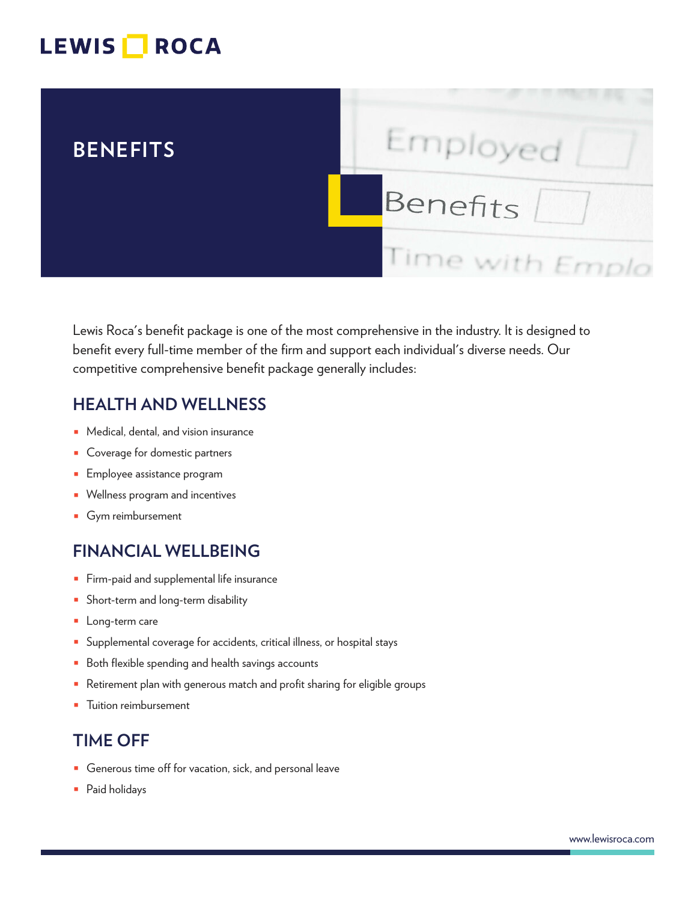LEWIS ROCA

# BENEFITS

Lewis Roca's benefit package is one of the most comprehensive in the industry. It is designed to benefit every full-time member of the firm and support each individual's diverse needs. Our competitive comprehensive benefit package generally includes:

## HEALTH AND WELLNESS

- Medical, dental, and vision insurance
- Coverage for domestic partners
- Employee assistance program
- Wellness program and incentives
- Gym reimbursement

## FINANCIAL WELLBEING

- Firm-paid and supplemental life insurance
- Short-term and long-term disability
- Long-term care
- Supplemental coverage for accidents, critical illness, or hospital stays
- Both flexible spending and health savings accounts
- Retirement plan with generous match and profit sharing for eligible groups
- Tuition reimbursement

## TIME OFF

- Generous time off for vacation, sick, and personal leave
- Paid holidays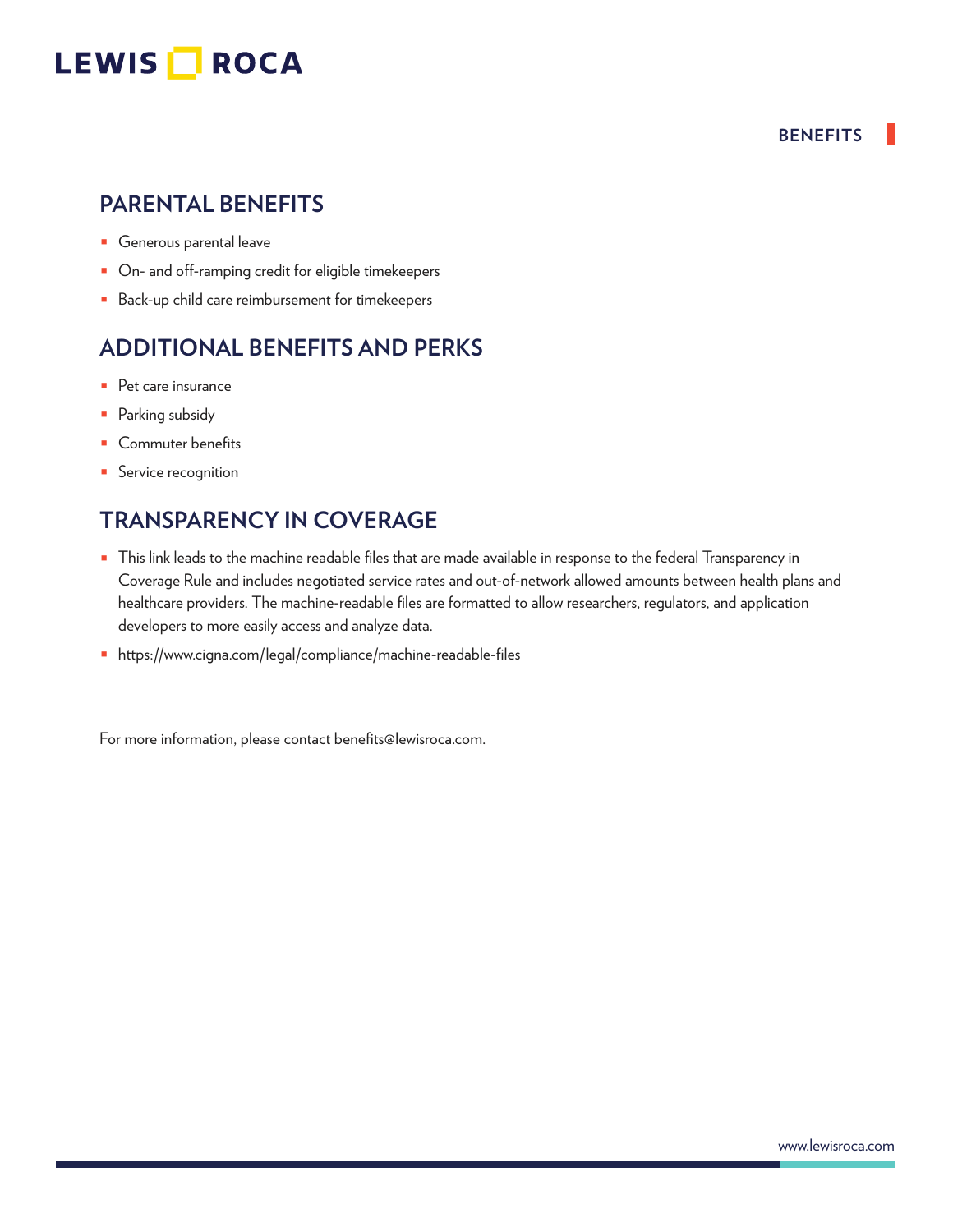## PARENTAL BENEFITS

- Generous parental leave
- On- and off-ramping credit for eligible timekeepers
- Back-up child care reimbursement for timekeepers

## ADDITIONAL BENEFITS AND PERKS

- Pet care insurance
- Parking subsidy
- Commuter benefits
- Service recognition

## TRANSPARENCY IN COVERAGE

- This link leads to the machine readable files that are made available in response to the federal Transparency in Coverage Rule and includes negotiated service rates and out-of-network allowed amounts between health plans and healthcare providers. The machine-readable files are formatted to allow researchers, regulators, and application developers to more easily access and analyze data.
- https://www.cigna.com/legal/compliance/machine-readable-files

For more information, please contact benefits@lewisroca.com.